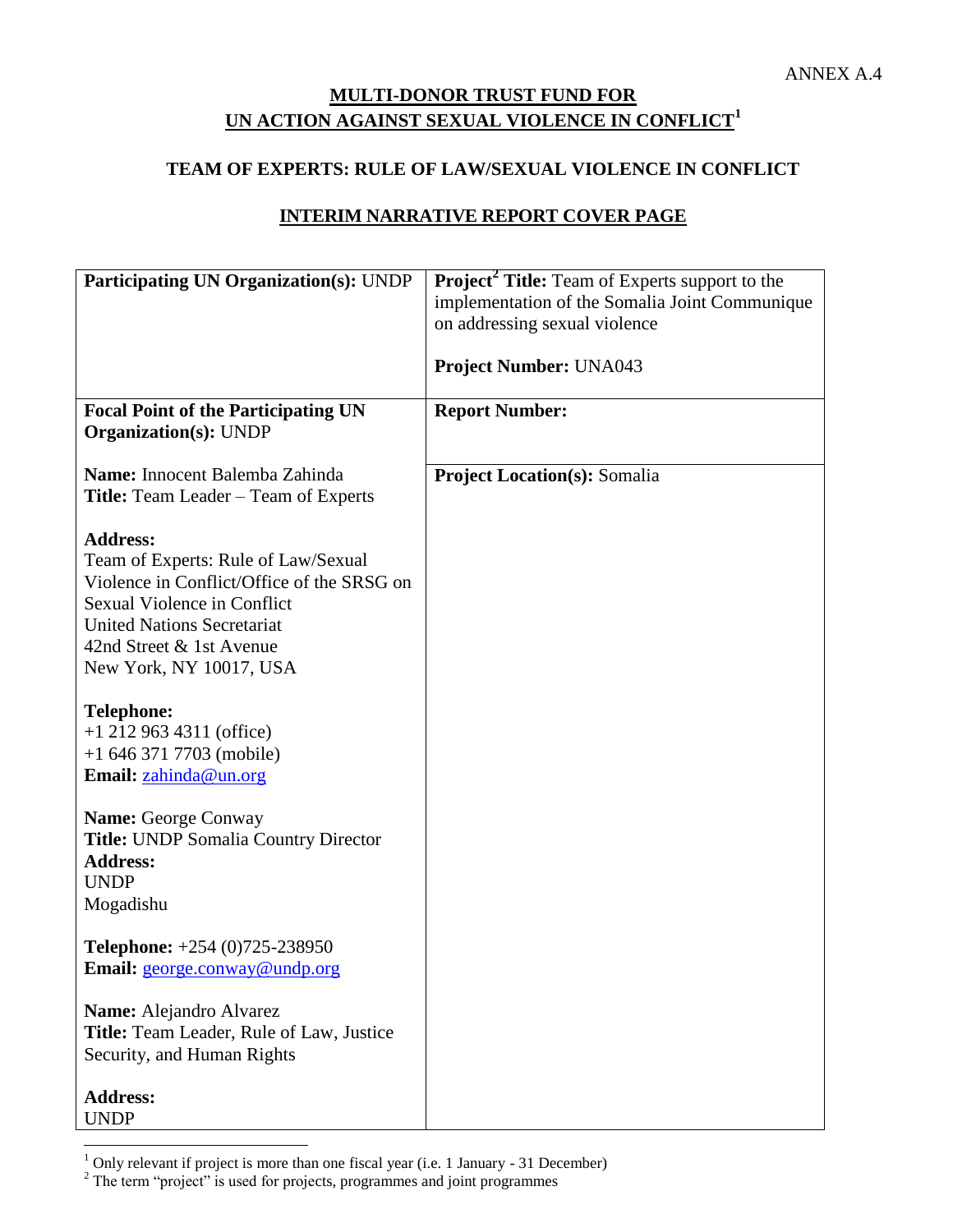ANNEX A.4

# MULTI-DONOR TRUST FUND FOR UN ACTION AGAINST SEXUAL VIOLENCE IN CONFLICT[1]

## TEAM OF EXPERTS: RULE OF LAW/SEXUAL VIOLENCE IN CONFLICT

## INTERIM NARRATIVE REPORT COVER PAGE

| **Participating UN Organization(s):** UNDP | **Project[2] Title:** Team of Experts support to the implementation of the Somalia Joint Communique on addressing sexual violence<br><br>**Project Number:** UNA043 |
|---|---|
| **Focal Point of the Participating UN Organization(s):** UNDP | **Report Number:** |
| **Name:** Innocent Balemba Zahinda<br>**Title:** Team Leader – Team of Experts<br><br>**Address:**<br>Team of Experts: Rule of Law/Sexual Violence in Conflict/Office of the SRSG on Sexual Violence in Conflict<br>United Nations Secretariat<br>42nd Street & 1st Avenue<br>New York, NY 10017, USA<br><br>**Telephone:**<br>+1 212 963 4311 (office)<br>+1 646 371 7703 (mobile)<br>**Email:** zahinda@un.org<br><br>**Name:** George Conway<br>**Title:** UNDP Somalia Country Director<br>**Address:**<br>UNDP<br>Mogadishu<br><br>**Telephone:** +254 (0)725-238950<br>**Email:** george.conway@undp.org<br><br>**Name:** Alejandro Alvarez<br>**Title:** Team Leader, Rule of Law, Justice Security, and Human Rights<br><br>**Address:**<br>UNDP | **Project Location(s):** Somalia |

[1] Only relevant if project is more than one fiscal year (i.e. 1 January - 31 December)

[2] The term "project" is used for projects, programmes and joint programmes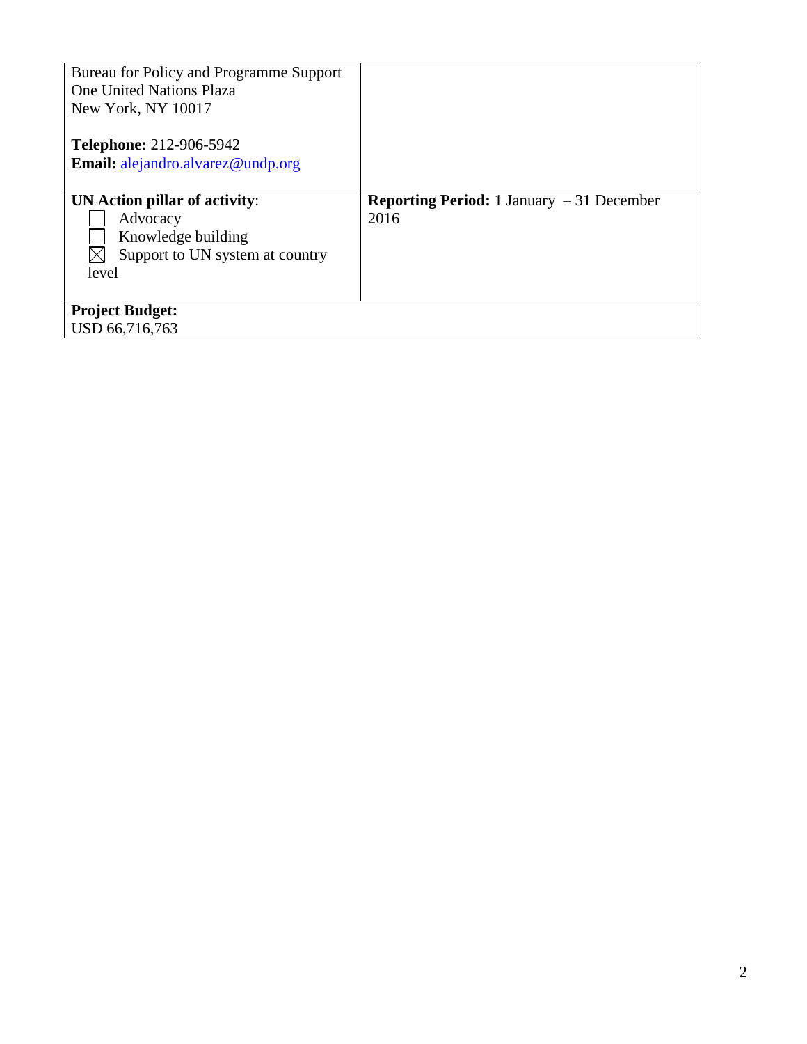| Bureau for Policy and Programme Support<br>One United Nations Plaza<br>New York, NY 10017<br><br>**Telephone:** 212-906-5942<br>**Email:** alejandro.alvarez@undp.org | |
|---|---|
| **UN Action pillar of activity**:<br>☐ Advocacy<br>☐ Knowledge building<br>☒ Support to UN system at country level | **Reporting Period:** 1 January – 31 December 2016 |
| **Project Budget:**<br>USD 66,716,763 | |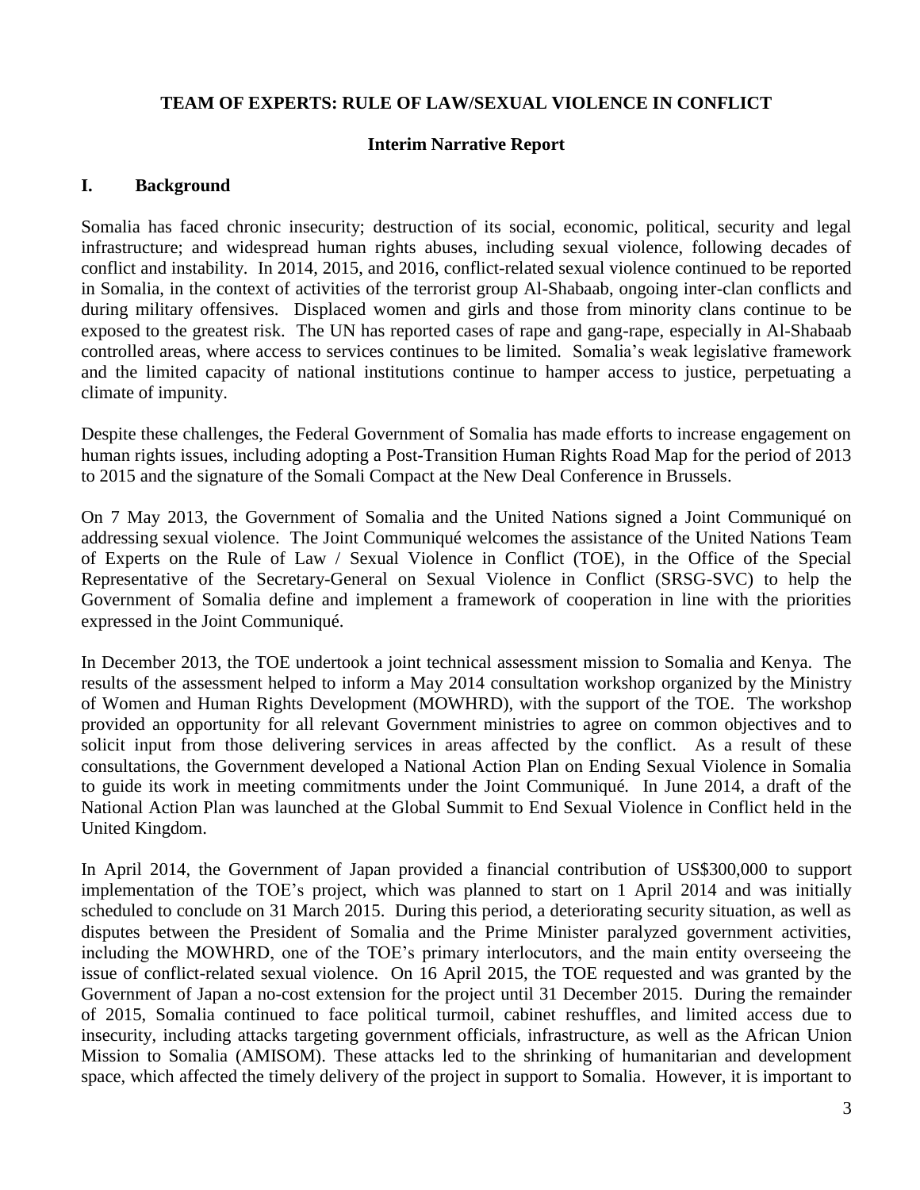**TEAM OF EXPERTS: RULE OF LAW/SEXUAL VIOLENCE IN CONFLICT**

**Interim Narrative Report**

## I. Background

Somalia has faced chronic insecurity; destruction of its social, economic, political, security and legal infrastructure; and widespread human rights abuses, including sexual violence, following decades of conflict and instability. In 2014, 2015, and 2016, conflict-related sexual violence continued to be reported in Somalia, in the context of activities of the terrorist group Al-Shabaab, ongoing inter-clan conflicts and during military offensives. Displaced women and girls and those from minority clans continue to be exposed to the greatest risk. The UN has reported cases of rape and gang-rape, especially in Al-Shabaab controlled areas, where access to services continues to be limited. Somalia's weak legislative framework and the limited capacity of national institutions continue to hamper access to justice, perpetuating a climate of impunity.

Despite these challenges, the Federal Government of Somalia has made efforts to increase engagement on human rights issues, including adopting a Post-Transition Human Rights Road Map for the period of 2013 to 2015 and the signature of the Somali Compact at the New Deal Conference in Brussels.

On 7 May 2013, the Government of Somalia and the United Nations signed a Joint Communiqué on addressing sexual violence. The Joint Communiqué welcomes the assistance of the United Nations Team of Experts on the Rule of Law / Sexual Violence in Conflict (TOE), in the Office of the Special Representative of the Secretary-General on Sexual Violence in Conflict (SRSG-SVC) to help the Government of Somalia define and implement a framework of cooperation in line with the priorities expressed in the Joint Communiqué.

In December 2013, the TOE undertook a joint technical assessment mission to Somalia and Kenya. The results of the assessment helped to inform a May 2014 consultation workshop organized by the Ministry of Women and Human Rights Development (MOWHRD), with the support of the TOE. The workshop provided an opportunity for all relevant Government ministries to agree on common objectives and to solicit input from those delivering services in areas affected by the conflict. As a result of these consultations, the Government developed a National Action Plan on Ending Sexual Violence in Somalia to guide its work in meeting commitments under the Joint Communiqué. In June 2014, a draft of the National Action Plan was launched at the Global Summit to End Sexual Violence in Conflict held in the United Kingdom.

In April 2014, the Government of Japan provided a financial contribution of US$300,000 to support implementation of the TOE's project, which was planned to start on 1 April 2014 and was initially scheduled to conclude on 31 March 2015. During this period, a deteriorating security situation, as well as disputes between the President of Somalia and the Prime Minister paralyzed government activities, including the MOWHRD, one of the TOE's primary interlocutors, and the main entity overseeing the issue of conflict-related sexual violence. On 16 April 2015, the TOE requested and was granted by the Government of Japan a no-cost extension for the project until 31 December 2015. During the remainder of 2015, Somalia continued to face political turmoil, cabinet reshuffles, and limited access due to insecurity, including attacks targeting government officials, infrastructure, as well as the African Union Mission to Somalia (AMISOM). These attacks led to the shrinking of humanitarian and development space, which affected the timely delivery of the project in support to Somalia. However, it is important to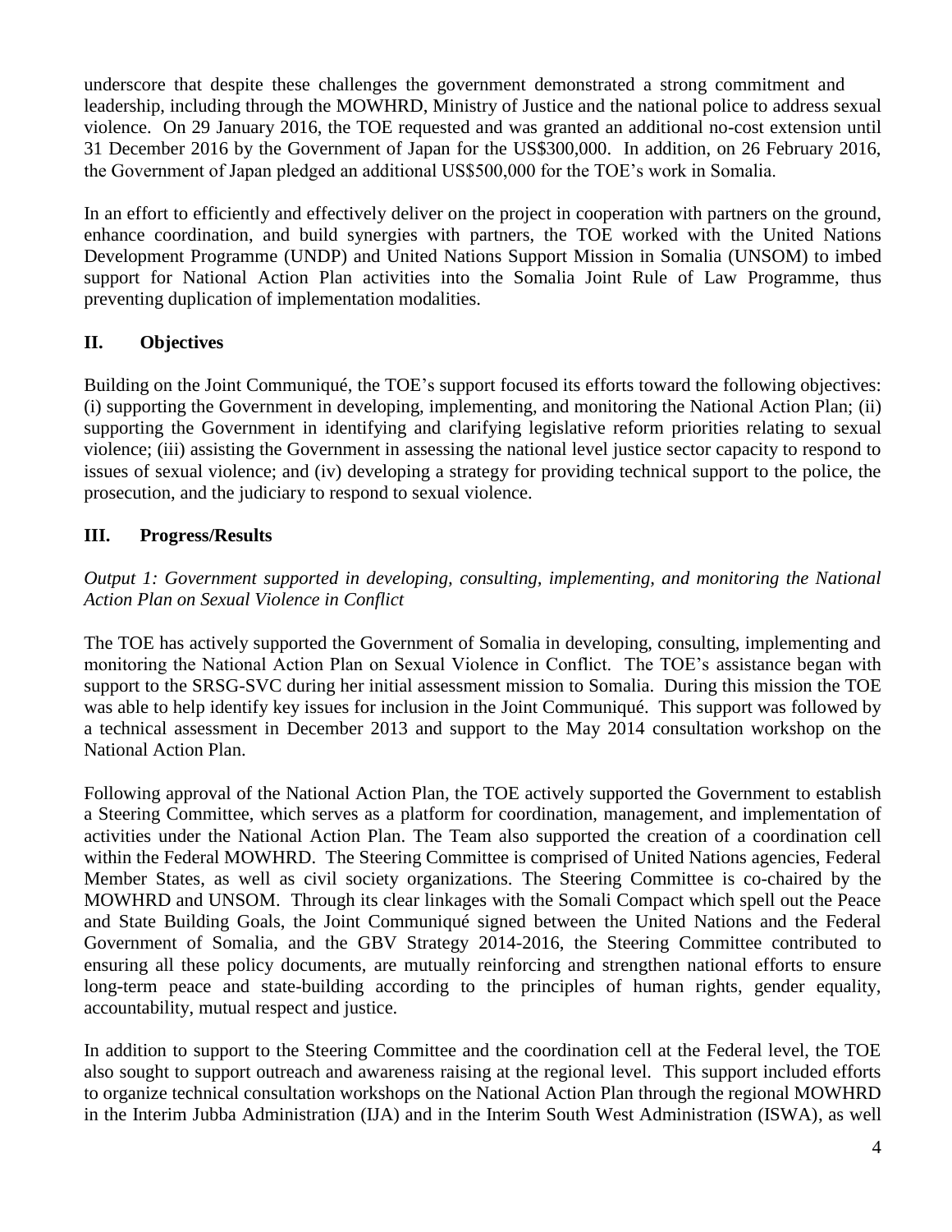underscore that despite these challenges the government demonstrated a strong commitment and leadership, including through the MOWHRD, Ministry of Justice and the national police to address sexual violence. On 29 January 2016, the TOE requested and was granted an additional no-cost extension until 31 December 2016 by the Government of Japan for the US$300,000. In addition, on 26 February 2016, the Government of Japan pledged an additional US$500,000 for the TOE's work in Somalia.

In an effort to efficiently and effectively deliver on the project in cooperation with partners on the ground, enhance coordination, and build synergies with partners, the TOE worked with the United Nations Development Programme (UNDP) and United Nations Support Mission in Somalia (UNSOM) to imbed support for National Action Plan activities into the Somalia Joint Rule of Law Programme, thus preventing duplication of implementation modalities.

## II. Objectives

Building on the Joint Communiqué, the TOE's support focused its efforts toward the following objectives: (i) supporting the Government in developing, implementing, and monitoring the National Action Plan; (ii) supporting the Government in identifying and clarifying legislative reform priorities relating to sexual violence; (iii) assisting the Government in assessing the national level justice sector capacity to respond to issues of sexual violence; and (iv) developing a strategy for providing technical support to the police, the prosecution, and the judiciary to respond to sexual violence.

## III. Progress/Results

*Output 1: Government supported in developing, consulting, implementing, and monitoring the National Action Plan on Sexual Violence in Conflict*

The TOE has actively supported the Government of Somalia in developing, consulting, implementing and monitoring the National Action Plan on Sexual Violence in Conflict. The TOE's assistance began with support to the SRSG-SVC during her initial assessment mission to Somalia. During this mission the TOE was able to help identify key issues for inclusion in the Joint Communiqué. This support was followed by a technical assessment in December 2013 and support to the May 2014 consultation workshop on the National Action Plan.

Following approval of the National Action Plan, the TOE actively supported the Government to establish a Steering Committee, which serves as a platform for coordination, management, and implementation of activities under the National Action Plan. The Team also supported the creation of a coordination cell within the Federal MOWHRD. The Steering Committee is comprised of United Nations agencies, Federal Member States, as well as civil society organizations. The Steering Committee is co-chaired by the MOWHRD and UNSOM. Through its clear linkages with the Somali Compact which spell out the Peace and State Building Goals, the Joint Communiqué signed between the United Nations and the Federal Government of Somalia, and the GBV Strategy 2014-2016, the Steering Committee contributed to ensuring all these policy documents, are mutually reinforcing and strengthen national efforts to ensure long-term peace and state-building according to the principles of human rights, gender equality, accountability, mutual respect and justice.

In addition to support to the Steering Committee and the coordination cell at the Federal level, the TOE also sought to support outreach and awareness raising at the regional level. This support included efforts to organize technical consultation workshops on the National Action Plan through the regional MOWHRD in the Interim Jubba Administration (IJA) and in the Interim South West Administration (ISWA), as well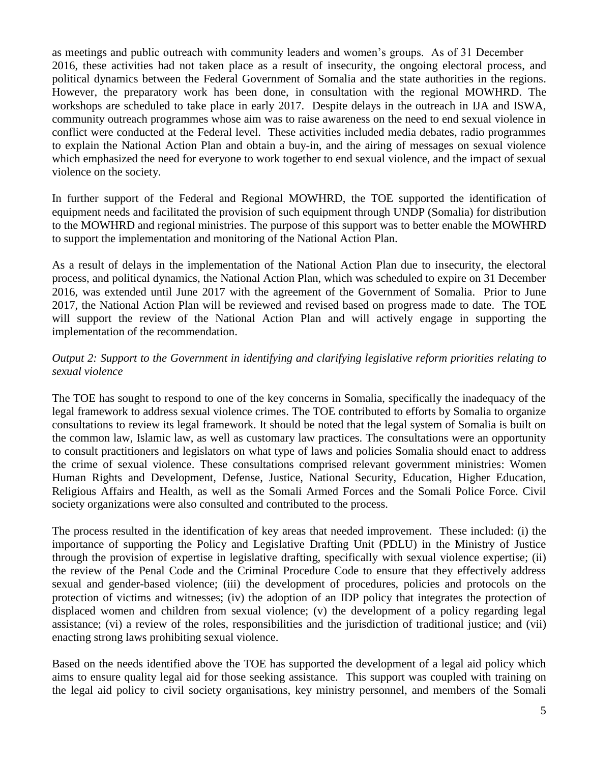as meetings and public outreach with community leaders and women's groups. As of 31 December 2016, these activities had not taken place as a result of insecurity, the ongoing electoral process, and political dynamics between the Federal Government of Somalia and the state authorities in the regions. However, the preparatory work has been done, in consultation with the regional MOWHRD. The workshops are scheduled to take place in early 2017. Despite delays in the outreach in IJA and ISWA, community outreach programmes whose aim was to raise awareness on the need to end sexual violence in conflict were conducted at the Federal level. These activities included media debates, radio programmes to explain the National Action Plan and obtain a buy-in, and the airing of messages on sexual violence which emphasized the need for everyone to work together to end sexual violence, and the impact of sexual violence on the society.

In further support of the Federal and Regional MOWHRD, the TOE supported the identification of equipment needs and facilitated the provision of such equipment through UNDP (Somalia) for distribution to the MOWHRD and regional ministries. The purpose of this support was to better enable the MOWHRD to support the implementation and monitoring of the National Action Plan.

As a result of delays in the implementation of the National Action Plan due to insecurity, the electoral process, and political dynamics, the National Action Plan, which was scheduled to expire on 31 December 2016, was extended until June 2017 with the agreement of the Government of Somalia. Prior to June 2017, the National Action Plan will be reviewed and revised based on progress made to date. The TOE will support the review of the National Action Plan and will actively engage in supporting the implementation of the recommendation.

*Output 2: Support to the Government in identifying and clarifying legislative reform priorities relating to sexual violence*

The TOE has sought to respond to one of the key concerns in Somalia, specifically the inadequacy of the legal framework to address sexual violence crimes. The TOE contributed to efforts by Somalia to organize consultations to review its legal framework. It should be noted that the legal system of Somalia is built on the common law, Islamic law, as well as customary law practices. The consultations were an opportunity to consult practitioners and legislators on what type of laws and policies Somalia should enact to address the crime of sexual violence. These consultations comprised relevant government ministries: Women Human Rights and Development, Defense, Justice, National Security, Education, Higher Education, Religious Affairs and Health, as well as the Somali Armed Forces and the Somali Police Force. Civil society organizations were also consulted and contributed to the process.

The process resulted in the identification of key areas that needed improvement. These included: (i) the importance of supporting the Policy and Legislative Drafting Unit (PDLU) in the Ministry of Justice through the provision of expertise in legislative drafting, specifically with sexual violence expertise; (ii) the review of the Penal Code and the Criminal Procedure Code to ensure that they effectively address sexual and gender-based violence; (iii) the development of procedures, policies and protocols on the protection of victims and witnesses; (iv) the adoption of an IDP policy that integrates the protection of displaced women and children from sexual violence; (v) the development of a policy regarding legal assistance; (vi) a review of the roles, responsibilities and the jurisdiction of traditional justice; and (vii) enacting strong laws prohibiting sexual violence.

Based on the needs identified above the TOE has supported the development of a legal aid policy which aims to ensure quality legal aid for those seeking assistance. This support was coupled with training on the legal aid policy to civil society organisations, key ministry personnel, and members of the Somali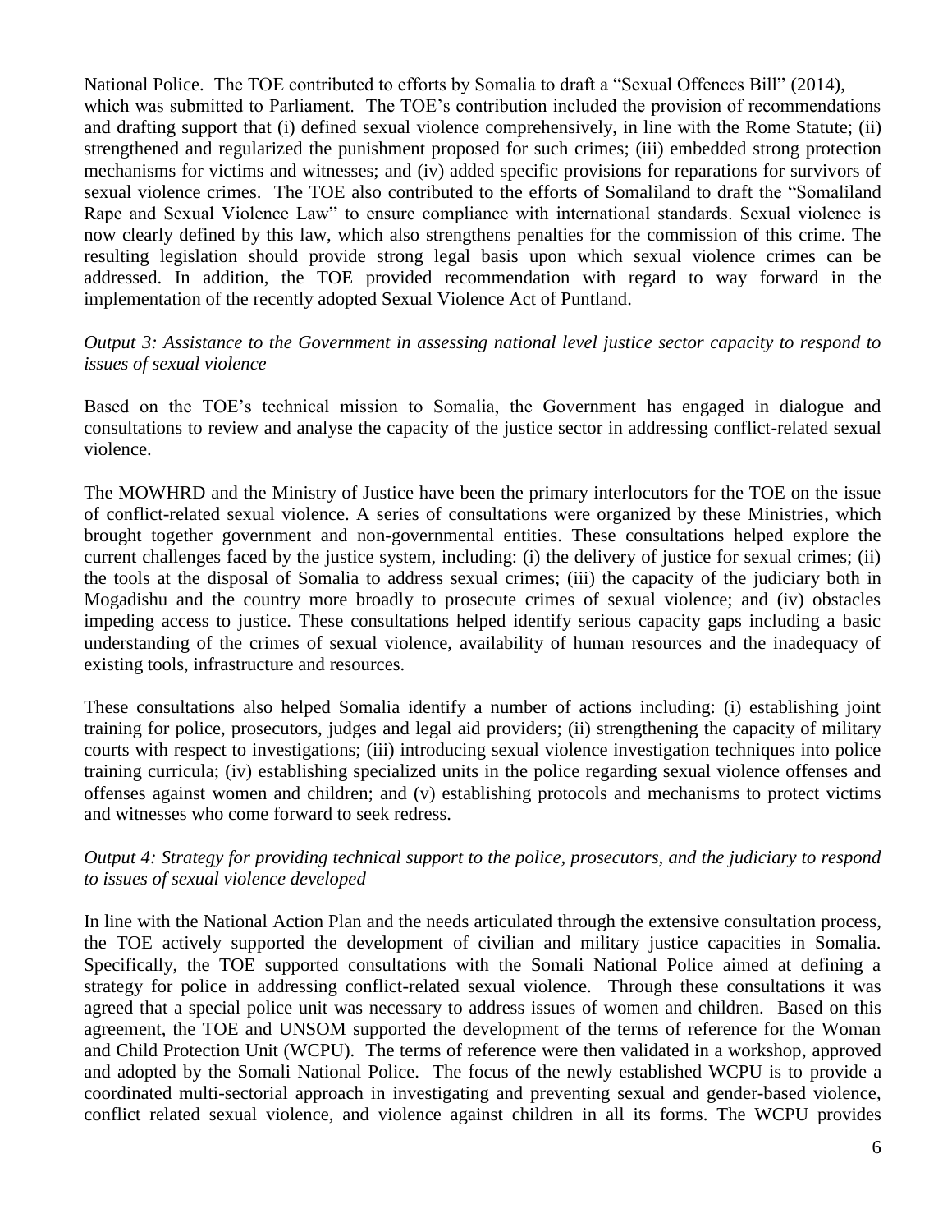National Police. The TOE contributed to efforts by Somalia to draft a "Sexual Offences Bill" (2014), which was submitted to Parliament. The TOE's contribution included the provision of recommendations and drafting support that (i) defined sexual violence comprehensively, in line with the Rome Statute; (ii) strengthened and regularized the punishment proposed for such crimes; (iii) embedded strong protection mechanisms for victims and witnesses; and (iv) added specific provisions for reparations for survivors of sexual violence crimes. The TOE also contributed to the efforts of Somaliland to draft the "Somaliland Rape and Sexual Violence Law" to ensure compliance with international standards. Sexual violence is now clearly defined by this law, which also strengthens penalties for the commission of this crime. The resulting legislation should provide strong legal basis upon which sexual violence crimes can be addressed. In addition, the TOE provided recommendation with regard to way forward in the implementation of the recently adopted Sexual Violence Act of Puntland.

*Output 3: Assistance to the Government in assessing national level justice sector capacity to respond to issues of sexual violence*

Based on the TOE's technical mission to Somalia, the Government has engaged in dialogue and consultations to review and analyse the capacity of the justice sector in addressing conflict-related sexual violence.

The MOWHRD and the Ministry of Justice have been the primary interlocutors for the TOE on the issue of conflict-related sexual violence. A series of consultations were organized by these Ministries, which brought together government and non-governmental entities. These consultations helped explore the current challenges faced by the justice system, including: (i) the delivery of justice for sexual crimes; (ii) the tools at the disposal of Somalia to address sexual crimes; (iii) the capacity of the judiciary both in Mogadishu and the country more broadly to prosecute crimes of sexual violence; and (iv) obstacles impeding access to justice. These consultations helped identify serious capacity gaps including a basic understanding of the crimes of sexual violence, availability of human resources and the inadequacy of existing tools, infrastructure and resources.

These consultations also helped Somalia identify a number of actions including: (i) establishing joint training for police, prosecutors, judges and legal aid providers; (ii) strengthening the capacity of military courts with respect to investigations; (iii) introducing sexual violence investigation techniques into police training curricula; (iv) establishing specialized units in the police regarding sexual violence offenses and offenses against women and children; and (v) establishing protocols and mechanisms to protect victims and witnesses who come forward to seek redress.

*Output 4: Strategy for providing technical support to the police, prosecutors, and the judiciary to respond to issues of sexual violence developed*

In line with the National Action Plan and the needs articulated through the extensive consultation process, the TOE actively supported the development of civilian and military justice capacities in Somalia. Specifically, the TOE supported consultations with the Somali National Police aimed at defining a strategy for police in addressing conflict-related sexual violence. Through these consultations it was agreed that a special police unit was necessary to address issues of women and children. Based on this agreement, the TOE and UNSOM supported the development of the terms of reference for the Woman and Child Protection Unit (WCPU). The terms of reference were then validated in a workshop, approved and adopted by the Somali National Police. The focus of the newly established WCPU is to provide a coordinated multi-sectorial approach in investigating and preventing sexual and gender-based violence, conflict related sexual violence, and violence against children in all its forms. The WCPU provides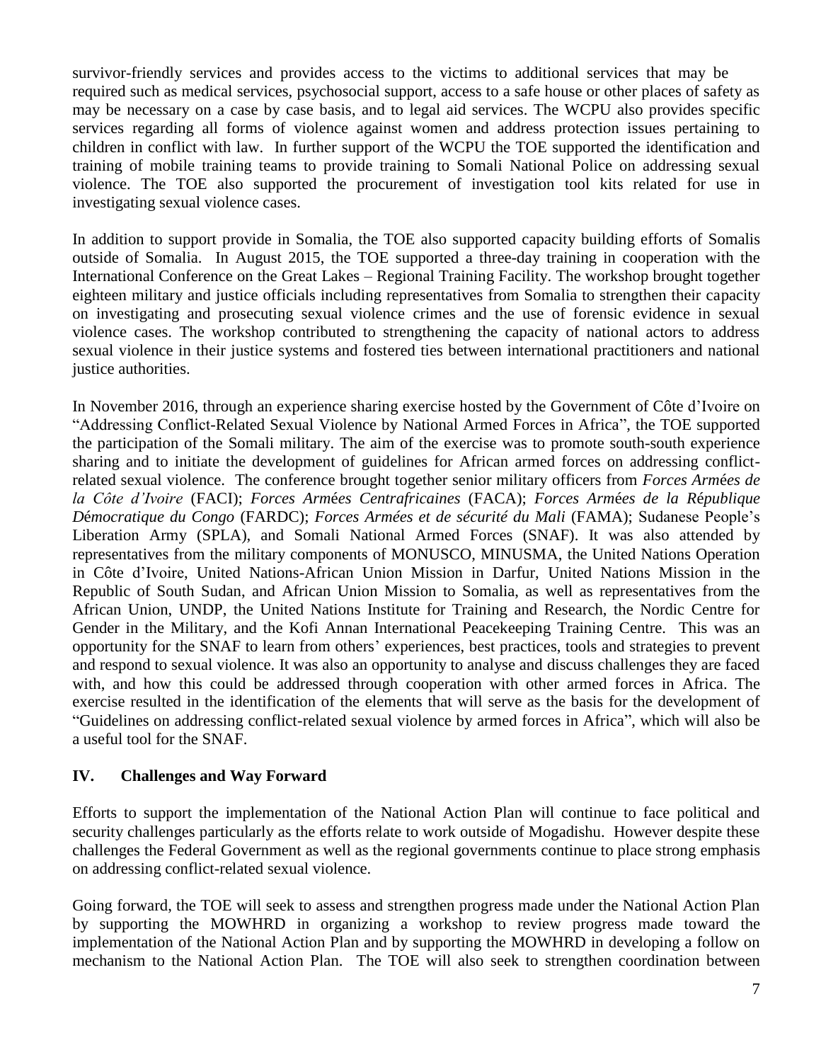survivor-friendly services and provides access to the victims to additional services that may be required such as medical services, psychosocial support, access to a safe house or other places of safety as may be necessary on a case by case basis, and to legal aid services. The WCPU also provides specific services regarding all forms of violence against women and address protection issues pertaining to children in conflict with law. In further support of the WCPU the TOE supported the identification and training of mobile training teams to provide training to Somali National Police on addressing sexual violence. The TOE also supported the procurement of investigation tool kits related for use in investigating sexual violence cases.

In addition to support provide in Somalia, the TOE also supported capacity building efforts of Somalis outside of Somalia. In August 2015, the TOE supported a three-day training in cooperation with the International Conference on the Great Lakes – Regional Training Facility. The workshop brought together eighteen military and justice officials including representatives from Somalia to strengthen their capacity on investigating and prosecuting sexual violence crimes and the use of forensic evidence in sexual violence cases. The workshop contributed to strengthening the capacity of national actors to address sexual violence in their justice systems and fostered ties between international practitioners and national justice authorities.

In November 2016, through an experience sharing exercise hosted by the Government of Côte d'Ivoire on "Addressing Conflict-Related Sexual Violence by National Armed Forces in Africa", the TOE supported the participation of the Somali military. The aim of the exercise was to promote south-south experience sharing and to initiate the development of guidelines for African armed forces on addressing conflict-related sexual violence. The conference brought together senior military officers from *Forces Armées de la Côte d'Ivoire* (FACI); *Forces Armées Centrafricaines* (FACA); *Forces Armées de la République Démocratique du Congo* (FARDC); *Forces Armées et de sécurité du Mali* (FAMA); Sudanese People's Liberation Army (SPLA), and Somali National Armed Forces (SNAF). It was also attended by representatives from the military components of MONUSCO, MINUSMA, the United Nations Operation in Côte d'Ivoire, United Nations-African Union Mission in Darfur, United Nations Mission in the Republic of South Sudan, and African Union Mission to Somalia, as well as representatives from the African Union, UNDP, the United Nations Institute for Training and Research, the Nordic Centre for Gender in the Military, and the Kofi Annan International Peacekeeping Training Centre. This was an opportunity for the SNAF to learn from others' experiences, best practices, tools and strategies to prevent and respond to sexual violence. It was also an opportunity to analyse and discuss challenges they are faced with, and how this could be addressed through cooperation with other armed forces in Africa. The exercise resulted in the identification of the elements that will serve as the basis for the development of "Guidelines on addressing conflict-related sexual violence by armed forces in Africa", which will also be a useful tool for the SNAF.

## IV. Challenges and Way Forward

Efforts to support the implementation of the National Action Plan will continue to face political and security challenges particularly as the efforts relate to work outside of Mogadishu. However despite these challenges the Federal Government as well as the regional governments continue to place strong emphasis on addressing conflict-related sexual violence.

Going forward, the TOE will seek to assess and strengthen progress made under the National Action Plan by supporting the MOWHRD in organizing a workshop to review progress made toward the implementation of the National Action Plan and by supporting the MOWHRD in developing a follow on mechanism to the National Action Plan. The TOE will also seek to strengthen coordination between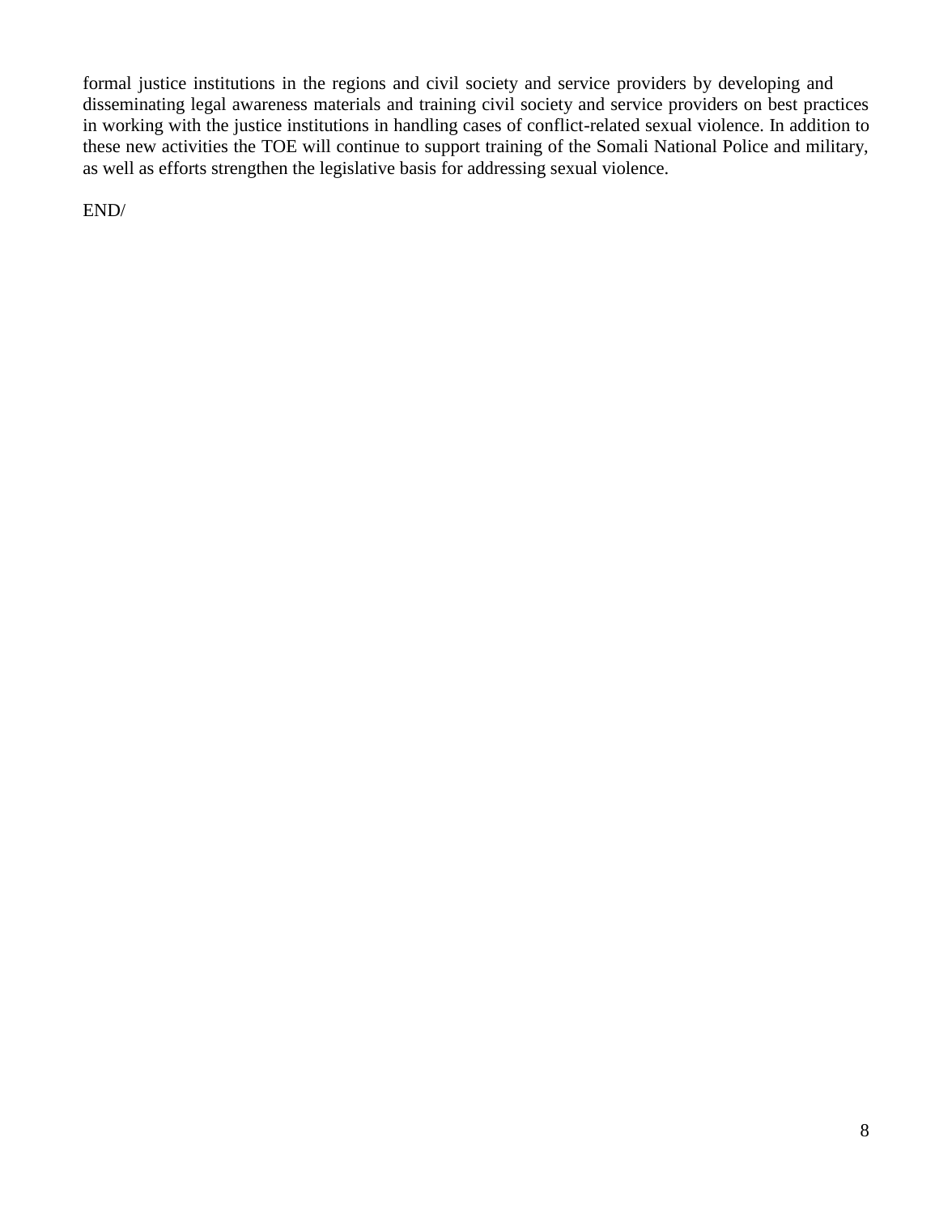formal justice institutions in the regions and civil society and service providers by developing and disseminating legal awareness materials and training civil society and service providers on best practices in working with the justice institutions in handling cases of conflict-related sexual violence. In addition to these new activities the TOE will continue to support training of the Somali National Police and military, as well as efforts strengthen the legislative basis for addressing sexual violence.

END/